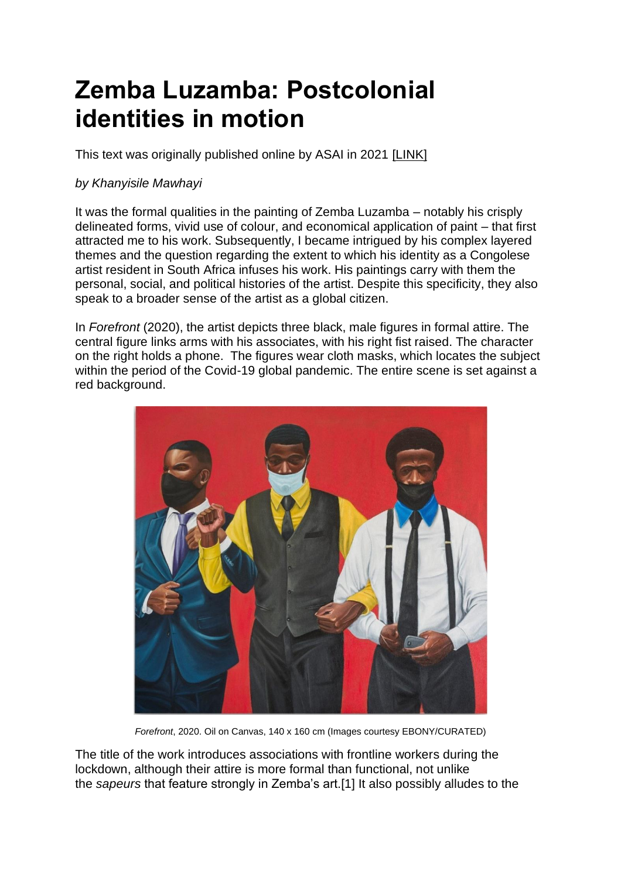# Zemba Luzamba: Postcolonial identities in motion

This text was originally published online by ASAI in 2021 [LINK]

*by Khanyisile Mawhayi*

It was the formal qualities in the painting of Zemba Luzamba – notably his crisply delineated forms, vivid use of colour, and economical application of paint – that first attracted me to his work. Subsequently, I became intrigued by his complex layered themes and the question regarding the extent to which his identity as a Congolese artist resident in South Africa infuses his work. His paintings carry with them the personal, social, and political histories of the artist. Despite this specificity, they also speak to a broader sense of the artist as a global citizen.

In *Forefront* (2020), the artist depicts three black, male figures in formal attire. The central figure links arms with his associates, with his right fist raised. The character on the right holds a phone. The figures wear cloth masks, which locates the subject within the period of the Covid-19 global pandemic. The entire scene is set against a red background.

*Forefront*, 2020. Oil on Canvas, 140 x 160 cm (Images courtesy EBONY/CURATED)

The title of the work introduces associations with frontline workers during the lockdown, although their attire is more formal than functional, not unlike the *sapeurs* that feature strongly in Zemba's art.[1] It also possibly alludes to the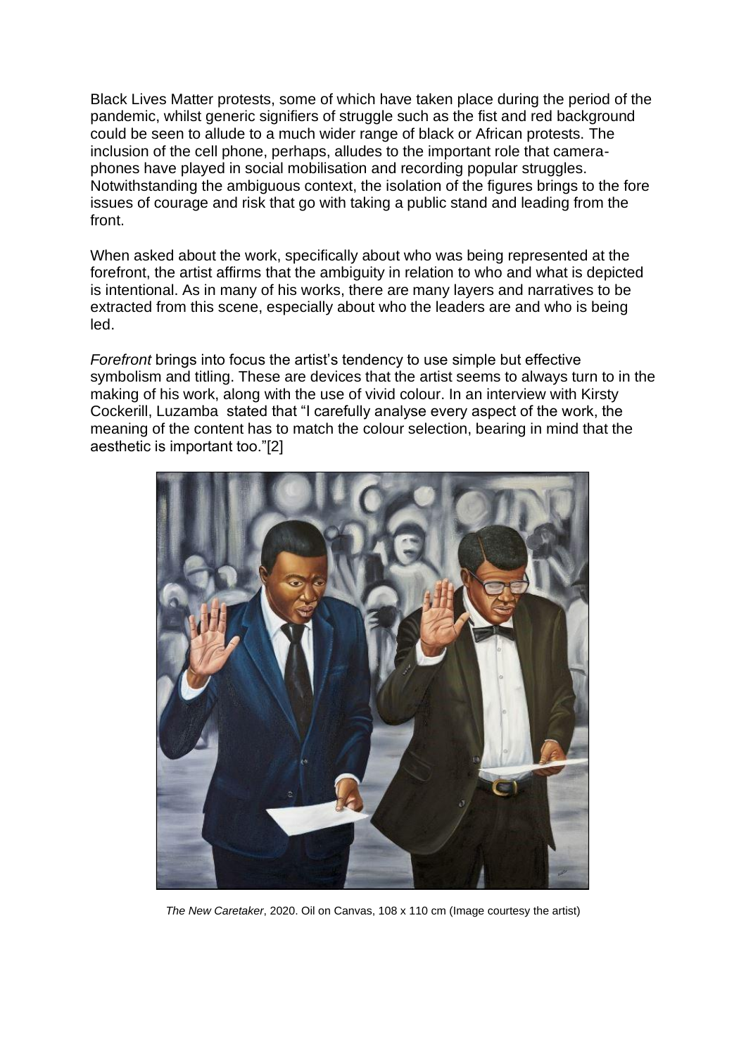Black Lives Matter protests, some of which have taken place during the period of the pandemic, whilst generic signifiers of struggle such as the fist and red background could be seen to allude to a much wider range of black or African protests. The inclusion of the cell phone, perhaps, alludes to the important role that camera-phones have played in social mobilisation and recording popular struggles. Notwithstanding the ambiguous context, the isolation of the figures brings to the fore issues of courage and risk that go with taking a public stand and leading from the front.

When asked about the work, specifically about who was being represented at the forefront, the artist affirms that the ambiguity in relation to who and what is depicted is intentional. As in many of his works, there are many layers and narratives to be extracted from this scene, especially about who the leaders are and who is being led.

*Forefront* brings into focus the artist's tendency to use simple but effective symbolism and titling. These are devices that the artist seems to always turn to in the making of his work, along with the use of vivid colour. In an interview with Kirsty Cockerill, Luzamba stated that "I carefully analyse every aspect of the work, the meaning of the content has to match the colour selection, bearing in mind that the aesthetic is important too."[2]

*The New Caretaker*, 2020. Oil on Canvas, 108 x 110 cm (Image courtesy the artist)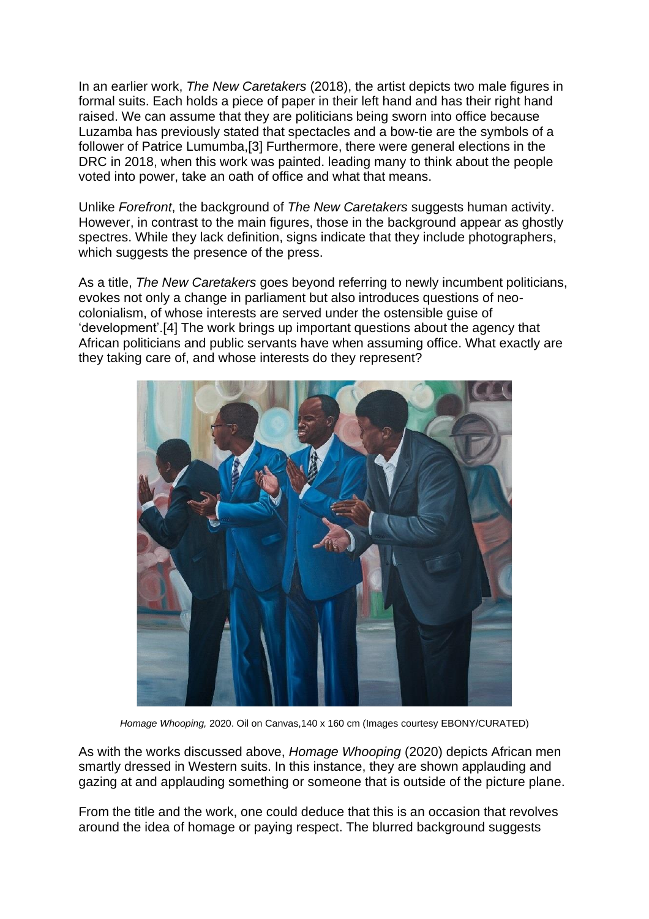In an earlier work, *The New Caretakers* (2018), the artist depicts two male figures in formal suits. Each holds a piece of paper in their left hand and has their right hand raised. We can assume that they are politicians being sworn into office because Luzamba has previously stated that spectacles and a bow-tie are the symbols of a follower of Patrice Lumumba,[3] Furthermore, there were general elections in the DRC in 2018, when this work was painted. leading many to think about the people voted into power, take an oath of office and what that means.

Unlike *Forefront*, the background of *The New Caretakers* suggests human activity. However, in contrast to the main figures, those in the background appear as ghostly spectres. While they lack definition, signs indicate that they include photographers, which suggests the presence of the press.

As a title, *The New Caretakers* goes beyond referring to newly incumbent politicians, evokes not only a change in parliament but also introduces questions of neo-colonialism, of whose interests are served under the ostensible guise of 'development'.[4] The work brings up important questions about the agency that African politicians and public servants have when assuming office. What exactly are they taking care of, and whose interests do they represent?

*Homage Whooping,* 2020. Oil on Canvas,140 x 160 cm (Images courtesy EBONY/CURATED)

As with the works discussed above, *Homage Whooping* (2020) depicts African men smartly dressed in Western suits. In this instance, they are shown applauding and gazing at and applauding something or someone that is outside of the picture plane.

From the title and the work, one could deduce that this is an occasion that revolves around the idea of homage or paying respect. The blurred background suggests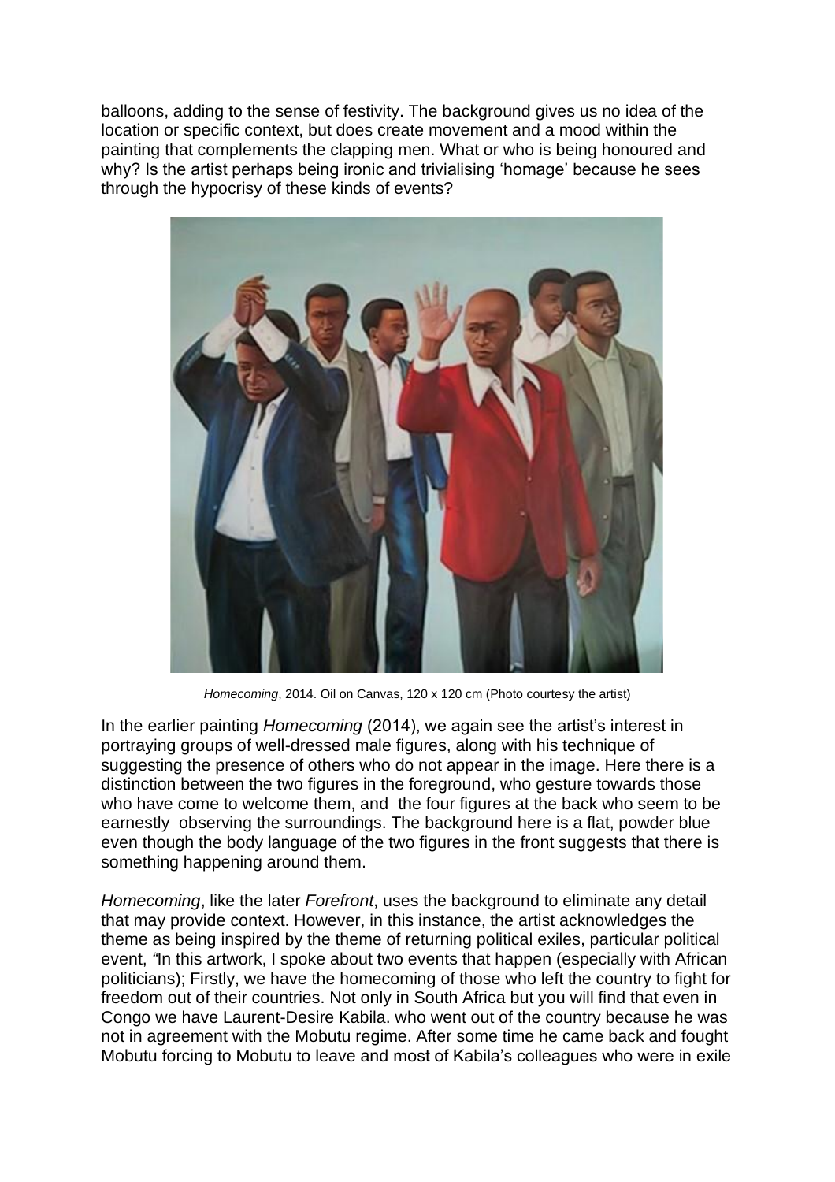balloons, adding to the sense of festivity. The background gives us no idea of the location or specific context, but does create movement and a mood within the painting that complements the clapping men. What or who is being honoured and why? Is the artist perhaps being ironic and trivialising 'homage' because he sees through the hypocrisy of these kinds of events?

*Homecoming*, 2014. Oil on Canvas, 120 x 120 cm (Photo courtesy the artist)

In the earlier painting *Homecoming* (2014), we again see the artist's interest in portraying groups of well-dressed male figures, along with his technique of suggesting the presence of others who do not appear in the image. Here there is a distinction between the two figures in the foreground, who gesture towards those who have come to welcome them, and the four figures at the back who seem to be earnestly observing the surroundings. The background here is a flat, powder blue even though the body language of the two figures in the front suggests that there is something happening around them.

*Homecoming*, like the later *Forefront*, uses the background to eliminate any detail that may provide context. However, in this instance, the artist acknowledges the theme as being inspired by the theme of returning political exiles, particular political event, *"*In this artwork, I spoke about two events that happen (especially with African politicians); Firstly, we have the homecoming of those who left the country to fight for freedom out of their countries. Not only in South Africa but you will find that even in Congo we have Laurent-Desire Kabila. who went out of the country because he was not in agreement with the Mobutu regime. After some time he came back and fought Mobutu forcing to Mobutu to leave and most of Kabila's colleagues who were in exile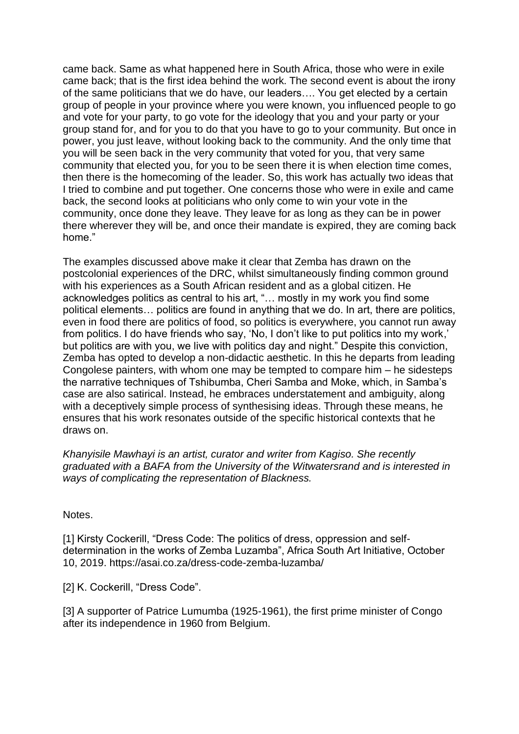came back. Same as what happened here in South Africa, those who were in exile came back; that is the first idea behind the work. The second event is about the irony of the same politicians that we do have, our leaders…. You get elected by a certain group of people in your province where you were known, you influenced people to go and vote for your party, to go vote for the ideology that you and your party or your group stand for, and for you to do that you have to go to your community. But once in power, you just leave, without looking back to the community. And the only time that you will be seen back in the very community that voted for you, that very same community that elected you, for you to be seen there it is when election time comes, then there is the homecoming of the leader. So, this work has actually two ideas that I tried to combine and put together. One concerns those who were in exile and came back, the second looks at politicians who only come to win your vote in the community, once done they leave. They leave for as long as they can be in power there wherever they will be, and once their mandate is expired, they are coming back home."

The examples discussed above make it clear that Zemba has drawn on the postcolonial experiences of the DRC, whilst simultaneously finding common ground with his experiences as a South African resident and as a global citizen. He acknowledges politics as central to his art, "… mostly in my work you find some political elements… politics are found in anything that we do. In art, there are politics, even in food there are politics of food, so politics is everywhere, you cannot run away from politics. I do have friends who say, 'No, I don't like to put politics into my work,' but politics are with you, we live with politics day and night." Despite this conviction, Zemba has opted to develop a non-didactic aesthetic. In this he departs from leading Congolese painters, with whom one may be tempted to compare him – he sidesteps the narrative techniques of Tshibumba, Cheri Samba and Moke, which, in Samba's case are also satirical. Instead, he embraces understatement and ambiguity, along with a deceptively simple process of synthesising ideas. Through these means, he ensures that his work resonates outside of the specific historical contexts that he draws on.

*Khanyisile Mawhayi is an artist, curator and writer from Kagiso. She recently graduated with a BAFA from the University of the Witwatersrand and is interested in ways of complicating the representation of Blackness.*

Notes.

[1] Kirsty Cockerill, "Dress Code: The politics of dress, oppression and self-determination in the works of Zemba Luzamba", Africa South Art Initiative, October 10, 2019. https://asai.co.za/dress-code-zemba-luzamba/

[2] K. Cockerill, "Dress Code".

[3] A supporter of Patrice Lumumba (1925-1961), the first prime minister of Congo after its independence in 1960 from Belgium.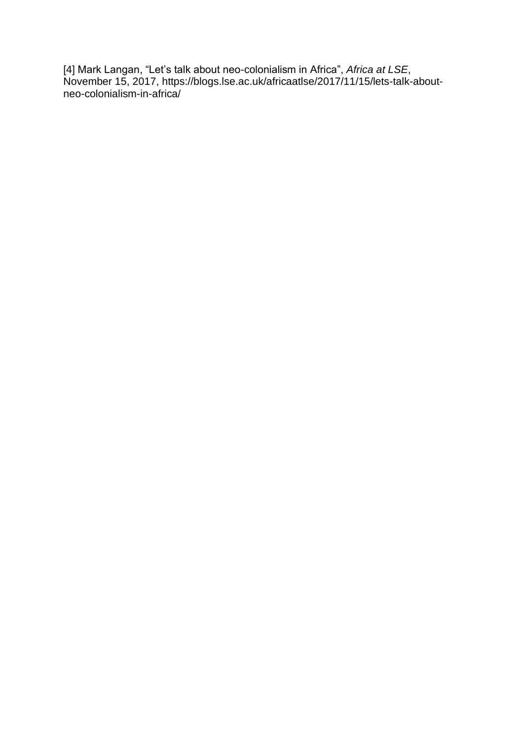[4] Mark Langan, “Let’s talk about neo-colonialism in Africa”, *Africa at LSE*, November 15, 2017, https://blogs.lse.ac.uk/africaatlse/2017/11/15/lets-talk-about-neo-colonialism-in-africa/